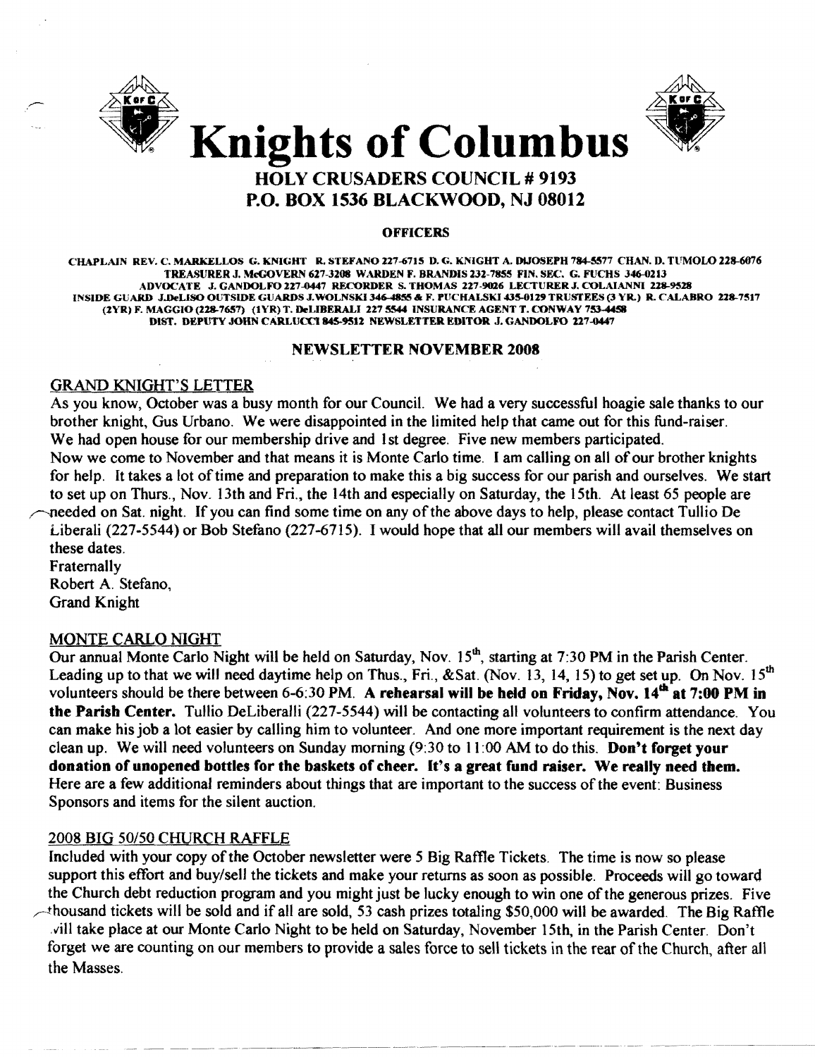# Knights of Columbus

## HOLY CRUSADERS COUNCIL # 9193
## P.O. BOX 1536 BLACKWOOD, NJ 08012

**OFFICERS**

CHAPLAIN REV. C. MARKELLOS G. KNIGHT R. STEFANO 227-6715 D. G. KNIGHT A. DIJOSEPH 784-5577 CHAN. D. TUMOLO 228-6076
TREASURER J. McGOVERN 627-3208 WARDEN F. BRANDIS 232-7855 FIN. SEC. G. FUCHS 346-0213
ADVOCATE J. GANDOLFO 227-0447 RECORDER S. THOMAS 227-9026 LECTURER J. COLAIANNI 228-9528
INSIDE GUARD J.DeLISO OUTSIDE GUARDS J.WOLNSKI 346-4855 & F. PUCHALSKI 435-0129 TRUSTEES (3 YR.) R. CALABRO 228-7517
(2YR) F. MAGGIO (228-7657) (1YR) T. DeLIBERALI 227 5544 INSURANCE AGENT T. CONWAY 753-4458
DIST. DEPUTY JOHN CARLUCCI 845-9512 NEWSLETTER EDITOR J. GANDOLFO 227-0447

**NEWSLETTER NOVEMBER 2008**

### GRAND KNIGHT'S LETTER

As you know, October was a busy month for our Council. We had a very successful hoagie sale thanks to our brother knight, Gus Urbano. We were disappointed in the limited help that came out for this fund-raiser. We had open house for our membership drive and 1st degree. Five new members participated.
Now we come to November and that means it is Monte Carlo time. I am calling on all of our brother knights for help. It takes a lot of time and preparation to make this a big success for our parish and ourselves. We start to set up on Thurs., Nov. 13th and Fri., the 14th and especially on Saturday, the 15th. At least 65 people are needed on Sat. night. If you can find some time on any of the above days to help, please contact Tullio De Liberali (227-5544) or Bob Stefano (227-6715). I would hope that all our members will avail themselves on these dates.
Fraternally
Robert A. Stefano,
Grand Knight

### MONTE CARLO NIGHT

Our annual Monte Carlo Night will be held on Saturday, Nov. 15th, starting at 7:30 PM in the Parish Center. Leading up to that we will need daytime help on Thus., Fri., &Sat. (Nov. 13, 14, 15) to get set up. On Nov. 15th volunteers should be there between 6-6:30 PM. **A rehearsal will be held on Friday, Nov. 14th at 7:00 PM in the Parish Center.** Tullio DeLiberalli (227-5544) will be contacting all volunteers to confirm attendance. You can make his job a lot easier by calling him to volunteer. And one more important requirement is the next day clean up. We will need volunteers on Sunday morning (9:30 to 11:00 AM to do this. **Don't forget your donation of unopened bottles for the baskets of cheer. It's a great fund raiser. We really need them.** Here are a few additional reminders about things that are important to the success of the event: Business Sponsors and items for the silent auction.

### 2008 BIG 50/50 CHURCH RAFFLE

Included with your copy of the October newsletter were 5 Big Raffle Tickets. The time is now so please support this effort and buy/sell the tickets and make your returns as soon as possible. Proceeds will go toward the Church debt reduction program and you might just be lucky enough to win one of the generous prizes. Five thousand tickets will be sold and if all are sold, 53 cash prizes totaling $50,000 will be awarded. The Big Raffle will take place at our Monte Carlo Night to be held on Saturday, November 15th, in the Parish Center. Don't forget we are counting on our members to provide a sales force to sell tickets in the rear of the Church, after all the Masses.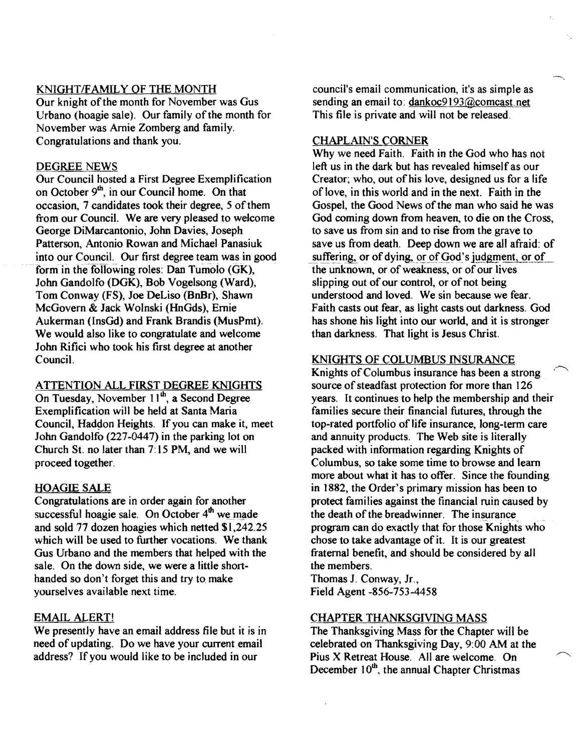## KNIGHT/FAMILY OF THE MONTH

Our knight of the month for November was Gus Urbano (hoagie sale). Our family of the month for November was Arnie Zomberg and family. Congratulations and thank you.

## DEGREE NEWS

Our Council hosted a First Degree Exemplification on October 9th, in our Council home. On that occasion, 7 candidates took their degree, 5 of them from our Council. We are very pleased to welcome George DiMarcantonio, John Davies, Joseph Patterson, Antonio Rowan and Michael Panasiuk into our Council. Our first degree team was in good form in the following roles: Dan Tumolo (GK), John Gandolfo (DGK), Bob Vogelsong (Ward), Tom Conway (FS), Joe DeLiso (BnBr), Shawn McGovern & Jack Wolnski (HnGds), Ernie Aukerman (InsGd) and Frank Brandis (MusPmt). We would also like to congratulate and welcome John Rifici who took his first degree at another Council.

## ATTENTION ALL FIRST DEGREE KNIGHTS

On Tuesday, November 11th, a Second Degree Exemplification will be held at Santa Maria Council, Haddon Heights. If you can make it, meet John Gandolfo (227-0447) in the parking lot on Church St. no later than 7:15 PM, and we will proceed together.

## HOAGIE SALE

Congratulations are in order again for another successful hoagie sale. On October 4th we made and sold 77 dozen hoagies which netted $1,242.25 which will be used to further vocations. We thank Gus Urbano and the members that helped with the sale. On the down side, we were a little short-handed so don't forget this and try to make yourselves available next time.

## EMAIL ALERT!

We presently have an email address file but it is in need of updating. Do we have your current email address? If you would like to be included in our council's email communication, it's as simple as sending an email to: dankoc9193@comcast.net This file is private and will not be released.

## CHAPLAIN'S CORNER

Why we need Faith. Faith in the God who has not left us in the dark but has revealed himself as our Creator; who, out of his love, designed us for a life of love, in this world and in the next. Faith in the Gospel, the Good News of the man who said he was God coming down from heaven, to die on the Cross, to save us from sin and to rise from the grave to save us from death. Deep down we are all afraid: of suffering, or of dying, or of God's judgment, or of the unknown, or of weakness, or of our lives slipping out of our control, or of not being understood and loved. We sin because we fear. Faith casts out fear, as light casts out darkness. God has shone his light into our world, and it is stronger than darkness. That light is Jesus Christ.

## KNIGHTS OF COLUMBUS INSURANCE

Knights of Columbus insurance has been a strong source of steadfast protection for more than 126 years. It continues to help the membership and their families secure their financial futures, through the top-rated portfolio of life insurance, long-term care and annuity products. The Web site is literally packed with information regarding Knights of Columbus, so take some time to browse and learn more about what it has to offer. Since the founding in 1882, the Order's primary mission has been to protect families against the financial ruin caused by the death of the breadwinner. The insurance program can do exactly that for those Knights who chose to take advantage of it. It is our greatest fraternal benefit, and should be considered by all the members.

Thomas J. Conway, Jr.,
Field Agent -856-753-4458

## CHAPTER THANKSGIVING MASS

The Thanksgiving Mass for the Chapter will be celebrated on Thanksgiving Day, 9:00 AM at the Pius X Retreat House. All are welcome. On December 10th, the annual Chapter Christmas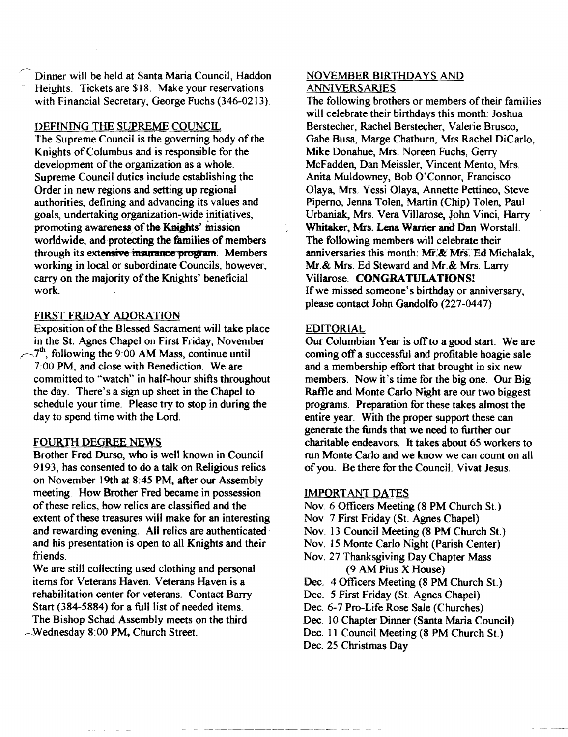Dinner will be held at Santa Maria Council, Haddon Heights. Tickets are $18. Make your reservations with Financial Secretary, George Fuchs (346-0213).

## DEFINING THE SUPREME COUNCIL

The Supreme Council is the governing body of the Knights of Columbus and is responsible for the development of the organization as a whole. Supreme Council duties include establishing the Order in new regions and setting up regional authorities, defining and advancing its values and goals, undertaking organization-wide initiatives, promoting awareness of the Knights' mission worldwide, and protecting the families of members through its extensive insurance program. Members working in local or subordinate Councils, however, carry on the majority of the Knights' beneficial work.

## FIRST FRIDAY ADORATION

Exposition of the Blessed Sacrament will take place in the St. Agnes Chapel on First Friday, November 7th, following the 9:00 AM Mass, continue until 7:00 PM, and close with Benediction. We are committed to "watch" in half-hour shifts throughout the day. There's a sign up sheet in the Chapel to schedule your time. Please try to stop in during the day to spend time with the Lord.

## FOURTH DEGREE NEWS

Brother Fred Durso, who is well known in Council 9193, has consented to do a talk on Religious relics on November 19th at 8:45 PM, after our Assembly meeting. How Brother Fred became in possession of these relics, how relics are classified and the extent of these treasures will make for an interesting and rewarding evening. All relics are authenticated and his presentation is open to all Knights and their friends.

We are still collecting used clothing and personal items for Veterans Haven. Veterans Haven is a rehabilitation center for veterans. Contact Barry Start (384-5884) for a full list of needed items.

The Bishop Schad Assembly meets on the third Wednesday 8:00 PM, Church Street.

## NOVEMBER BIRTHDAYS AND ANNIVERSARIES

The following brothers or members of their families will celebrate their birthdays this month: Joshua Berstecher, Rachel Berstecher, Valerie Brusco, Gabe Busa, Marge Chatburn, Mrs Rachel DiCarlo, Mike Donahue, Mrs. Noreen Fuchs, Gerry McFadden, Dan Meissler, Vincent Mento, Mrs. Anita Muldowney, Bob O'Connor, Francisco Olaya, Mrs. Yessi Olaya, Annette Pettineo, Steve Piperno, Jenna Tolen, Martin (Chip) Tolen, Paul Urbaniak, Mrs. Vera Villarose, John Vinci, Harry Whitaker, Mrs. Lena Warner and Dan Worstall. The following members will celebrate their anniversaries this month: Mr.& Mrs. Ed Michalak, Mr.& Mrs. Ed Steward and Mr.& Mrs. Larry Villarose. **CONGRATULATIONS!**

If we missed someone's birthday or anniversary, please contact John Gandolfo (227-0447)

## EDITORIAL

Our Columbian Year is off to a good start. We are coming off a successful and profitable hoagie sale and a membership effort that brought in six new members. Now it's time for the big one. Our Big Raffle and Monte Carlo Night are our two biggest programs. Preparation for these takes almost the entire year. With the proper support these can generate the funds that we need to further our charitable endeavors. It takes about 65 workers to run Monte Carlo and we know we can count on all of you. Be there for the Council. Vivat Jesus.

## IMPORTANT DATES

Nov. 6 Officers Meeting (8 PM Church St.)
Nov 7 First Friday (St. Agnes Chapel)
Nov. 13 Council Meeting (8 PM Church St.)
Nov. 15 Monte Carlo Night (Parish Center)
Nov. 27 Thanksgiving Day Chapter Mass (9 AM Pius X House)
Dec. 4 Officers Meeting (8 PM Church St.)
Dec. 5 First Friday (St. Agnes Chapel)
Dec. 6-7 Pro-Life Rose Sale (Churches)
Dec. 10 Chapter Dinner (Santa Maria Council)
Dec. 11 Council Meeting (8 PM Church St.)
Dec. 25 Christmas Day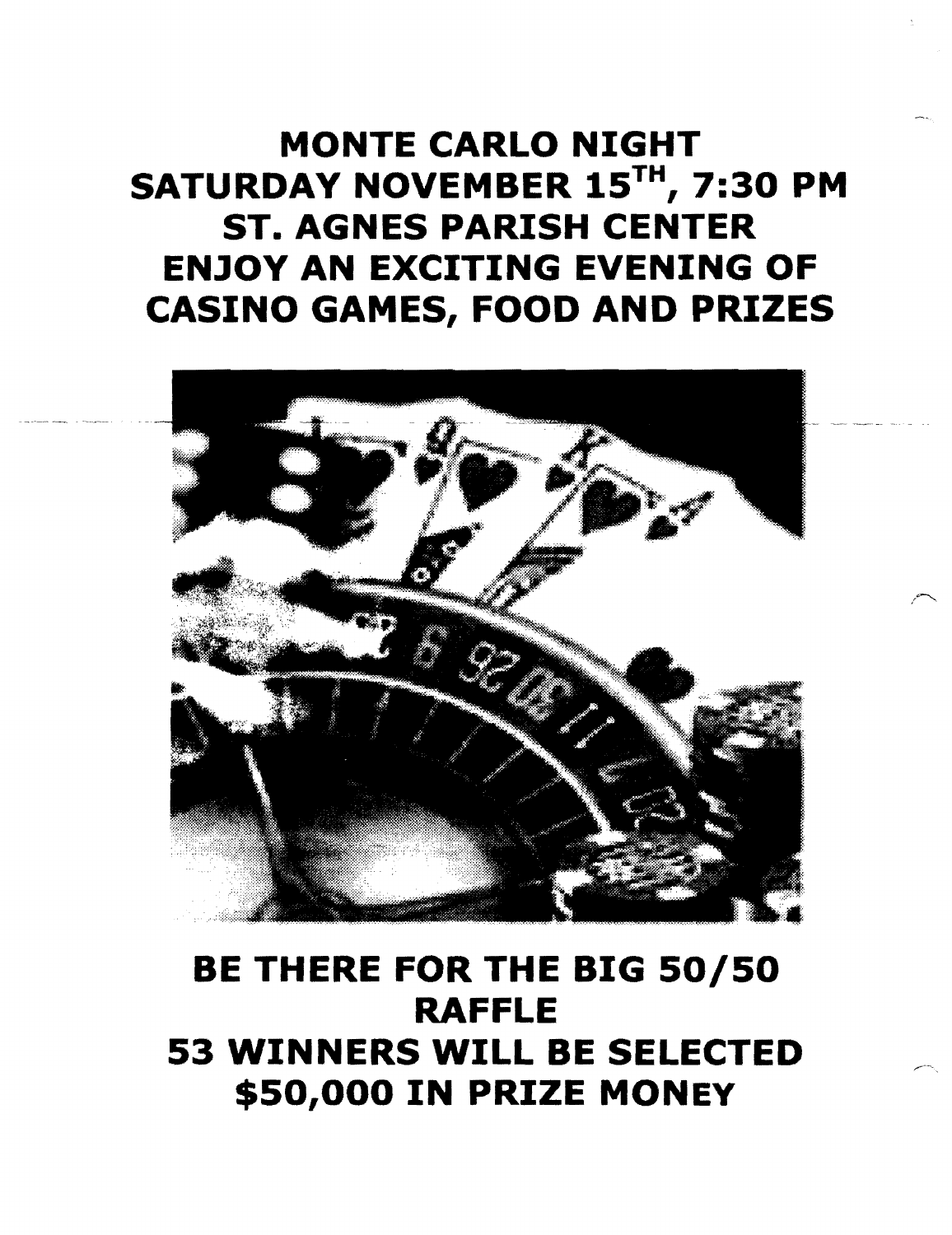# MONTE CARLO NIGHT

## SATURDAY NOVEMBER 15$^{TH}$, 7:30 PM

## ST. AGNES PARISH CENTER

## ENJOY AN EXCITING EVENING OF CASINO GAMES, FOOD AND PRIZES

## BE THERE FOR THE BIG 50/50 RAFFLE

## 53 WINNERS WILL BE SELECTED

## $50,000 IN PRIZE MONEY